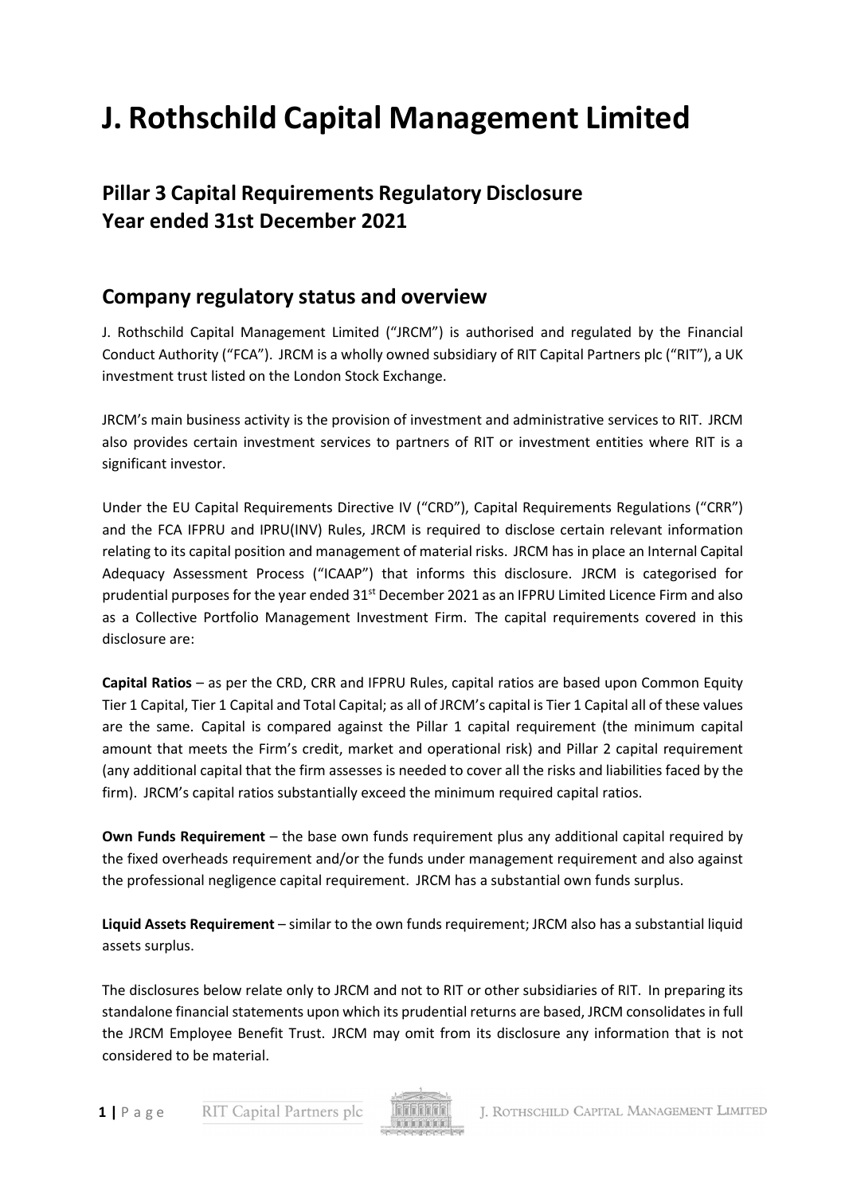# J. Rothschild Capital Management Limited

## Pillar 3 Capital Requirements Regulatory Disclosure
## Year ended 31st December 2021

## Company regulatory status and overview

J. Rothschild Capital Management Limited ("JRCM") is authorised and regulated by the Financial Conduct Authority ("FCA"). JRCM is a wholly owned subsidiary of RIT Capital Partners plc ("RIT"), a UK investment trust listed on the London Stock Exchange.

JRCM's main business activity is the provision of investment and administrative services to RIT. JRCM also provides certain investment services to partners of RIT or investment entities where RIT is a significant investor.

Under the EU Capital Requirements Directive IV ("CRD"), Capital Requirements Regulations ("CRR") and the FCA IFPRU and IPRU(INV) Rules, JRCM is required to disclose certain relevant information relating to its capital position and management of material risks. JRCM has in place an Internal Capital Adequacy Assessment Process ("ICAAP") that informs this disclosure. JRCM is categorised for prudential purposes for the year ended 31st December 2021 as an IFPRU Limited Licence Firm and also as a Collective Portfolio Management Investment Firm. The capital requirements covered in this disclosure are:

**Capital Ratios** – as per the CRD, CRR and IFPRU Rules, capital ratios are based upon Common Equity Tier 1 Capital, Tier 1 Capital and Total Capital; as all of JRCM's capital is Tier 1 Capital all of these values are the same. Capital is compared against the Pillar 1 capital requirement (the minimum capital amount that meets the Firm's credit, market and operational risk) and Pillar 2 capital requirement (any additional capital that the firm assesses is needed to cover all the risks and liabilities faced by the firm). JRCM's capital ratios substantially exceed the minimum required capital ratios.

**Own Funds Requirement** – the base own funds requirement plus any additional capital required by the fixed overheads requirement and/or the funds under management requirement and also against the professional negligence capital requirement. JRCM has a substantial own funds surplus.

**Liquid Assets Requirement** – similar to the own funds requirement; JRCM also has a substantial liquid assets surplus.

The disclosures below relate only to JRCM and not to RIT or other subsidiaries of RIT. In preparing its standalone financial statements upon which its prudential returns are based, JRCM consolidates in full the JRCM Employee Benefit Trust. JRCM may omit from its disclosure any information that is not considered to be material.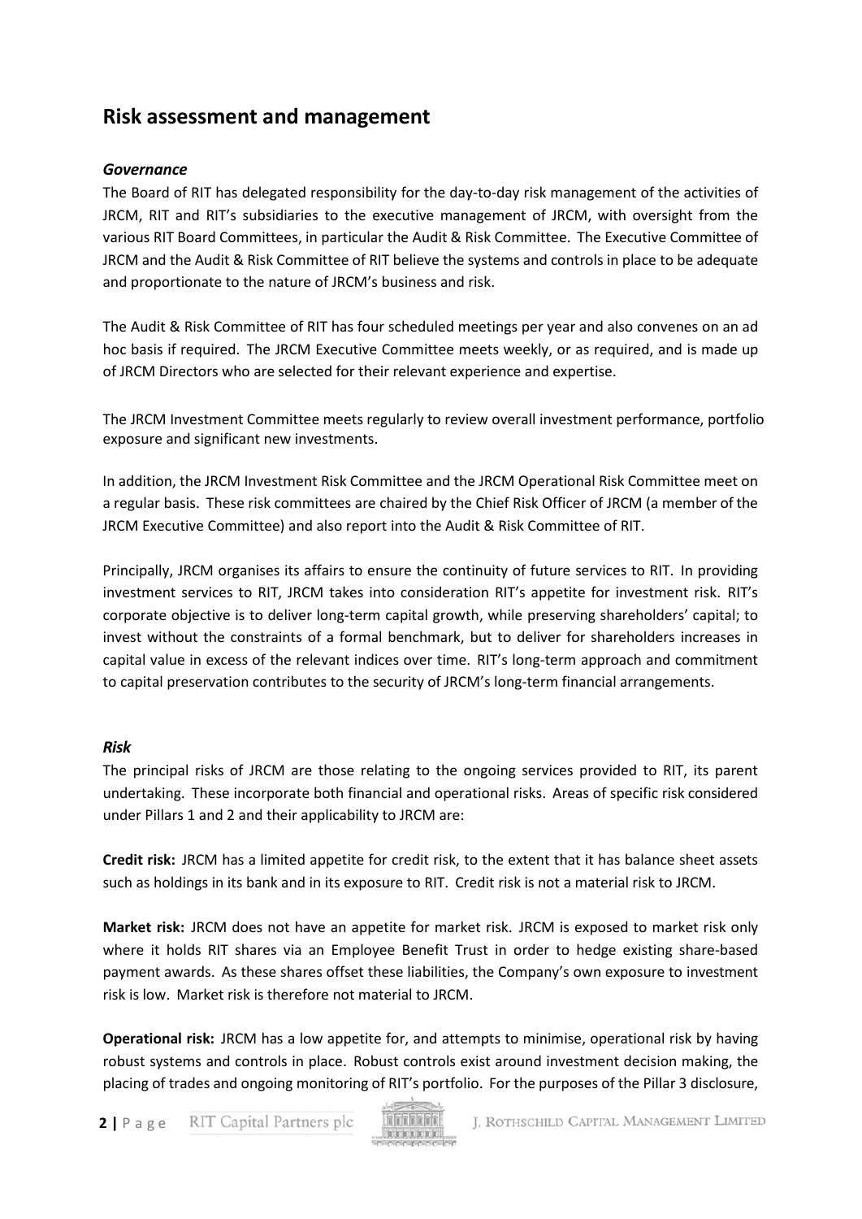## Risk assessment and management

### *Governance*

The Board of RIT has delegated responsibility for the day-to-day risk management of the activities of JRCM, RIT and RIT's subsidiaries to the executive management of JRCM, with oversight from the various RIT Board Committees, in particular the Audit & Risk Committee. The Executive Committee of JRCM and the Audit & Risk Committee of RIT believe the systems and controls in place to be adequate and proportionate to the nature of JRCM's business and risk.

The Audit & Risk Committee of RIT has four scheduled meetings per year and also convenes on an ad hoc basis if required. The JRCM Executive Committee meets weekly, or as required, and is made up of JRCM Directors who are selected for their relevant experience and expertise.

The JRCM Investment Committee meets regularly to review overall investment performance, portfolio exposure and significant new investments.

In addition, the JRCM Investment Risk Committee and the JRCM Operational Risk Committee meet on a regular basis. These risk committees are chaired by the Chief Risk Officer of JRCM (a member of the JRCM Executive Committee) and also report into the Audit & Risk Committee of RIT.

Principally, JRCM organises its affairs to ensure the continuity of future services to RIT. In providing investment services to RIT, JRCM takes into consideration RIT's appetite for investment risk. RIT's corporate objective is to deliver long-term capital growth, while preserving shareholders' capital; to invest without the constraints of a formal benchmark, but to deliver for shareholders increases in capital value in excess of the relevant indices over time. RIT's long-term approach and commitment to capital preservation contributes to the security of JRCM's long-term financial arrangements.

### *Risk*

The principal risks of JRCM are those relating to the ongoing services provided to RIT, its parent undertaking. These incorporate both financial and operational risks. Areas of specific risk considered under Pillars 1 and 2 and their applicability to JRCM are:

**Credit risk:** JRCM has a limited appetite for credit risk, to the extent that it has balance sheet assets such as holdings in its bank and in its exposure to RIT. Credit risk is not a material risk to JRCM.

**Market risk:** JRCM does not have an appetite for market risk. JRCM is exposed to market risk only where it holds RIT shares via an Employee Benefit Trust in order to hedge existing share-based payment awards. As these shares offset these liabilities, the Company's own exposure to investment risk is low. Market risk is therefore not material to JRCM.

**Operational risk:** JRCM has a low appetite for, and attempts to minimise, operational risk by having robust systems and controls in place. Robust controls exist around investment decision making, the placing of trades and ongoing monitoring of RIT's portfolio. For the purposes of the Pillar 3 disclosure,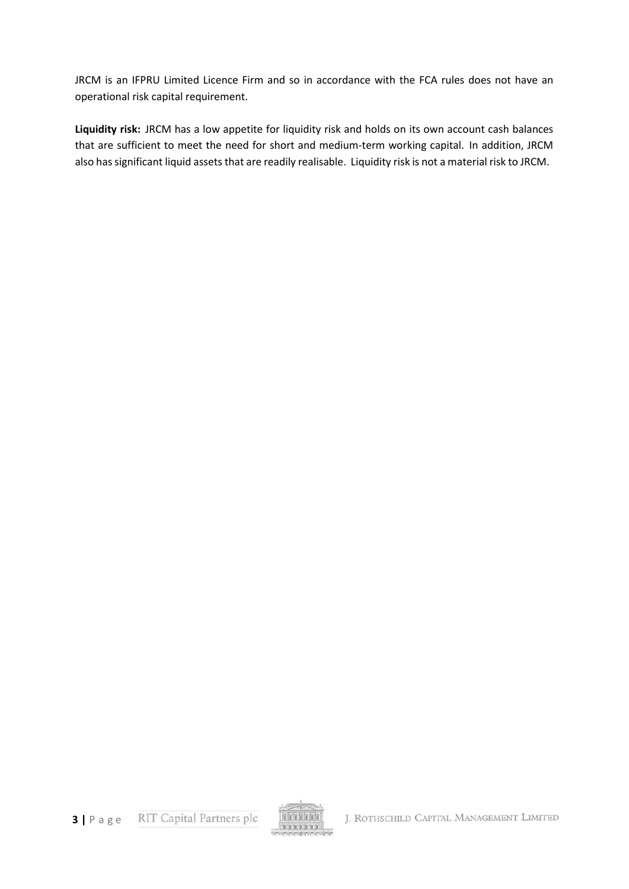JRCM is an IFPRU Limited Licence Firm and so in accordance with the FCA rules does not have an operational risk capital requirement.

**Liquidity risk:** JRCM has a low appetite for liquidity risk and holds on its own account cash balances that are sufficient to meet the need for short and medium-term working capital. In addition, JRCM also has significant liquid assets that are readily realisable. Liquidity risk is not a material risk to JRCM.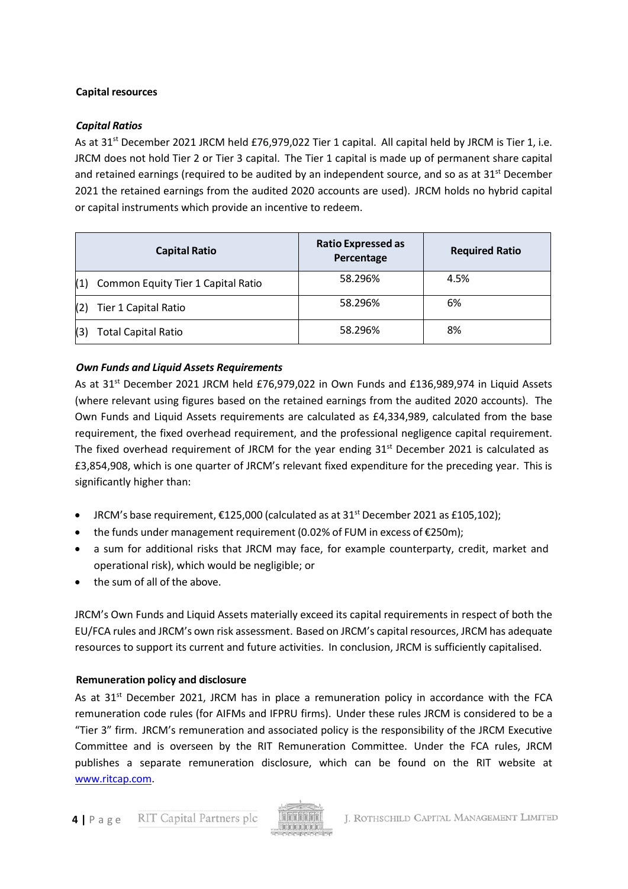## Capital resources

### *Capital Ratios*

As at 31st December 2021 JRCM held £76,979,022 Tier 1 capital. All capital held by JRCM is Tier 1, i.e. JRCM does not hold Tier 2 or Tier 3 capital. The Tier 1 capital is made up of permanent share capital and retained earnings (required to be audited by an independent source, and so as at 31st December 2021 the retained earnings from the audited 2020 accounts are used). JRCM holds no hybrid capital or capital instruments which provide an incentive to redeem.

| Capital Ratio | Ratio Expressed as Percentage | Required Ratio |
|---|---|---|
| (1) Common Equity Tier 1 Capital Ratio | 58.296% | 4.5% |
| (2) Tier 1 Capital Ratio | 58.296% | 6% |
| (3) Total Capital Ratio | 58.296% | 8% |

### *Own Funds and Liquid Assets Requirements*

As at 31st December 2021 JRCM held £76,979,022 in Own Funds and £136,989,974 in Liquid Assets (where relevant using figures based on the retained earnings from the audited 2020 accounts). The Own Funds and Liquid Assets requirements are calculated as £4,334,989, calculated from the base requirement, the fixed overhead requirement, and the professional negligence capital requirement. The fixed overhead requirement of JRCM for the year ending 31st December 2021 is calculated as £3,854,908, which is one quarter of JRCM's relevant fixed expenditure for the preceding year. This is significantly higher than:

- JRCM's base requirement, €125,000 (calculated as at 31st December 2021 as £105,102);
- the funds under management requirement (0.02% of FUM in excess of €250m);
- a sum for additional risks that JRCM may face, for example counterparty, credit, market and operational risk), which would be negligible; or
- the sum of all of the above.

JRCM's Own Funds and Liquid Assets materially exceed its capital requirements in respect of both the EU/FCA rules and JRCM's own risk assessment. Based on JRCM's capital resources, JRCM has adequate resources to support its current and future activities. In conclusion, JRCM is sufficiently capitalised.

## Remuneration policy and disclosure

As at 31st December 2021, JRCM has in place a remuneration policy in accordance with the FCA remuneration code rules (for AIFMs and IFPRU firms). Under these rules JRCM is considered to be a "Tier 3" firm. JRCM's remuneration and associated policy is the responsibility of the JRCM Executive Committee and is overseen by the RIT Remuneration Committee. Under the FCA rules, JRCM publishes a separate remuneration disclosure, which can be found on the RIT website at [www.ritcap.com](www.ritcap.com).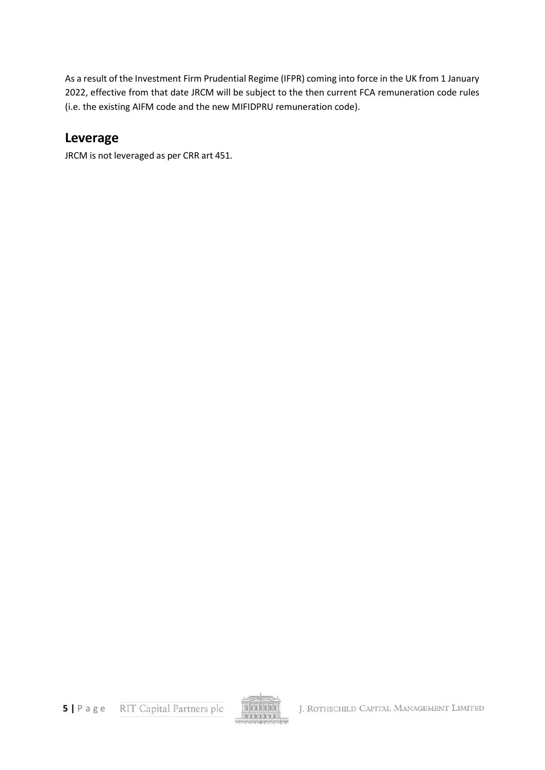As a result of the Investment Firm Prudential Regime (IFPR) coming into force in the UK from 1 January 2022, effective from that date JRCM will be subject to the then current FCA remuneration code rules (i.e. the existing AIFM code and the new MIFIDPRU remuneration code).

## Leverage

JRCM is not leveraged as per CRR art 451.